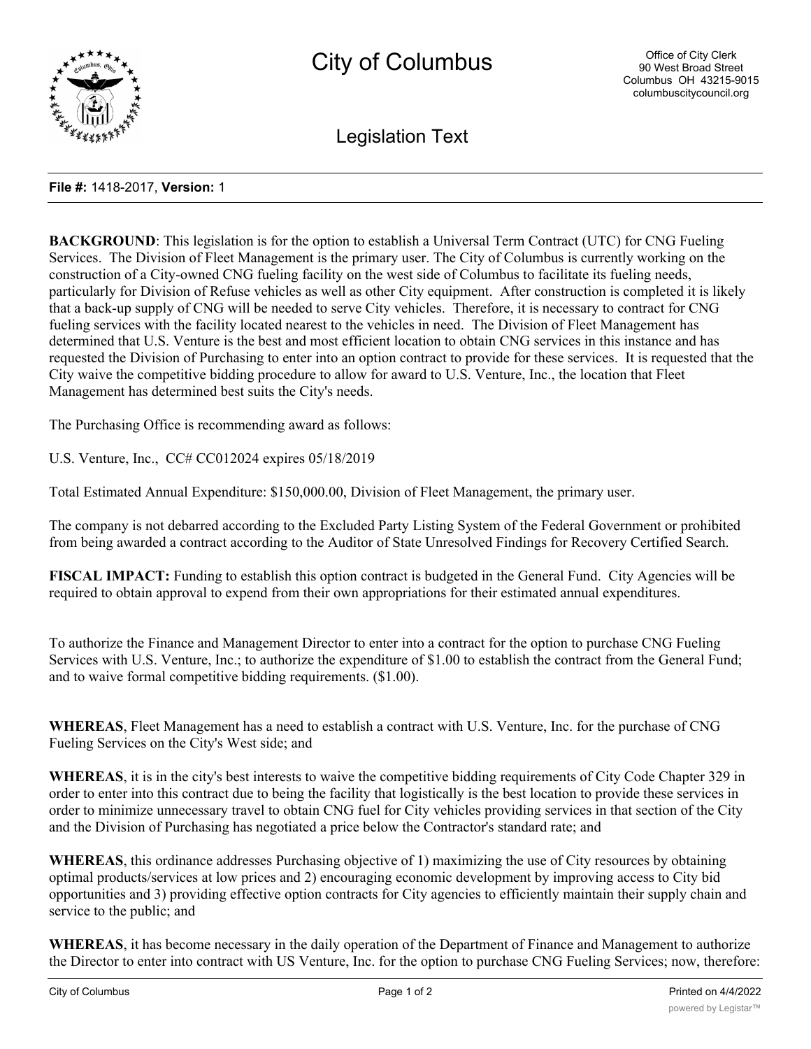# City of Columbus

Office of City Clerk
90 West Broad Street
Columbus OH 43215-9015
columbuscitycouncil.org

## Legislation Text

**File #:** 1418-2017, **Version:** 1

**BACKGROUND**: This legislation is for the option to establish a Universal Term Contract (UTC) for CNG Fueling Services. The Division of Fleet Management is the primary user. The City of Columbus is currently working on the construction of a City-owned CNG fueling facility on the west side of Columbus to facilitate its fueling needs, particularly for Division of Refuse vehicles as well as other City equipment. After construction is completed it is likely that a back-up supply of CNG will be needed to serve City vehicles. Therefore, it is necessary to contract for CNG fueling services with the facility located nearest to the vehicles in need. The Division of Fleet Management has determined that U.S. Venture is the best and most efficient location to obtain CNG services in this instance and has requested the Division of Purchasing to enter into an option contract to provide for these services. It is requested that the City waive the competitive bidding procedure to allow for award to U.S. Venture, Inc., the location that Fleet Management has determined best suits the City's needs.

The Purchasing Office is recommending award as follows:

U.S. Venture, Inc., CC# CC012024 expires 05/18/2019

Total Estimated Annual Expenditure: $150,000.00, Division of Fleet Management, the primary user.

The company is not debarred according to the Excluded Party Listing System of the Federal Government or prohibited from being awarded a contract according to the Auditor of State Unresolved Findings for Recovery Certified Search.

**FISCAL IMPACT:** Funding to establish this option contract is budgeted in the General Fund. City Agencies will be required to obtain approval to expend from their own appropriations for their estimated annual expenditures.

To authorize the Finance and Management Director to enter into a contract for the option to purchase CNG Fueling Services with U.S. Venture, Inc.; to authorize the expenditure of $1.00 to establish the contract from the General Fund; and to waive formal competitive bidding requirements. ($1.00).

**WHEREAS**, Fleet Management has a need to establish a contract with U.S. Venture, Inc. for the purchase of CNG Fueling Services on the City's West side; and

**WHEREAS**, it is in the city's best interests to waive the competitive bidding requirements of City Code Chapter 329 in order to enter into this contract due to being the facility that logistically is the best location to provide these services in order to minimize unnecessary travel to obtain CNG fuel for City vehicles providing services in that section of the City and the Division of Purchasing has negotiated a price below the Contractor's standard rate; and

**WHEREAS**, this ordinance addresses Purchasing objective of 1) maximizing the use of City resources by obtaining optimal products/services at low prices and 2) encouraging economic development by improving access to City bid opportunities and 3) providing effective option contracts for City agencies to efficiently maintain their supply chain and service to the public; and

**WHEREAS**, it has become necessary in the daily operation of the Department of Finance and Management to authorize the Director to enter into contract with US Venture, Inc. for the option to purchase CNG Fueling Services; now, therefore: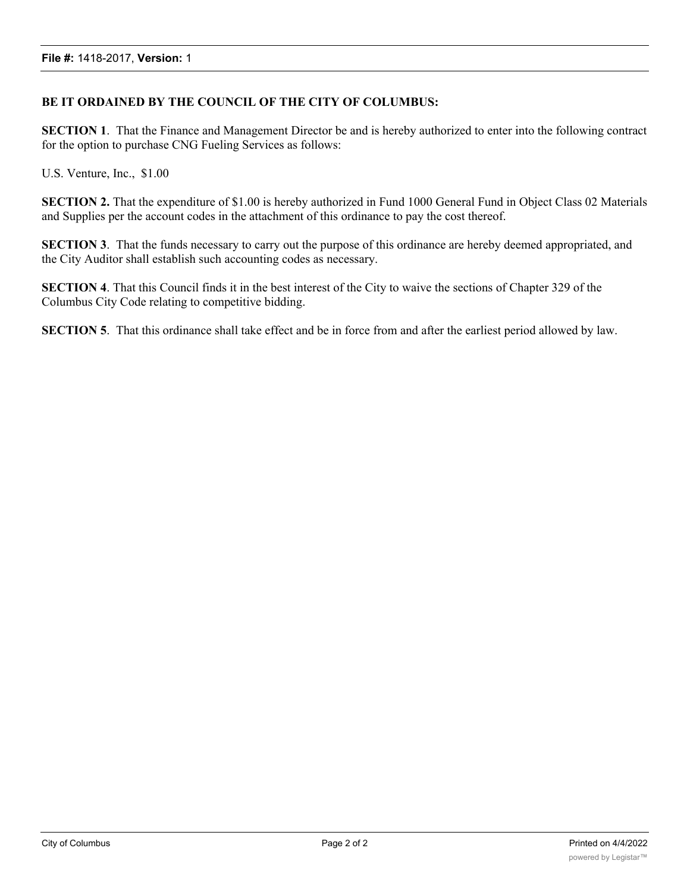**BE IT ORDAINED BY THE COUNCIL OF THE CITY OF COLUMBUS:**

**SECTION 1**. That the Finance and Management Director be and is hereby authorized to enter into the following contract for the option to purchase CNG Fueling Services as follows:

U.S. Venture, Inc., $1.00

**SECTION 2.** That the expenditure of $1.00 is hereby authorized in Fund 1000 General Fund in Object Class 02 Materials and Supplies per the account codes in the attachment of this ordinance to pay the cost thereof.

**SECTION 3**. That the funds necessary to carry out the purpose of this ordinance are hereby deemed appropriated, and the City Auditor shall establish such accounting codes as necessary.

**SECTION 4**. That this Council finds it in the best interest of the City to waive the sections of Chapter 329 of the Columbus City Code relating to competitive bidding.

**SECTION 5**. That this ordinance shall take effect and be in force from and after the earliest period allowed by law.